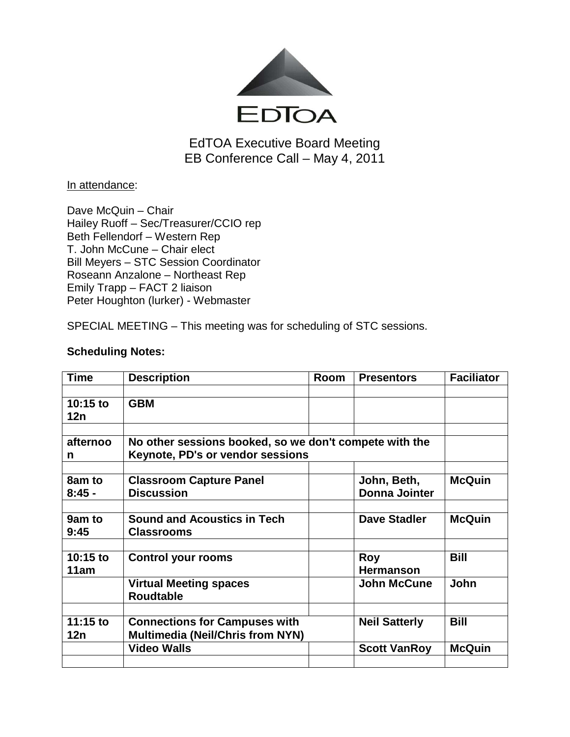EdTOA

# EdTOA Executive Board Meeting
## EB Conference Call – May 4, 2011

In attendance:

Dave McQuin – Chair
Hailey Ruoff – Sec/Treasurer/CCIO rep
Beth Fellendorf – Western Rep
T. John McCune – Chair elect
Bill Meyers – STC Session Coordinator
Roseann Anzalone – Northeast Rep
Emily Trapp – FACT 2 liaison
Peter Houghton (lurker) - Webmaster

SPECIAL MEETING – This meeting was for scheduling of STC sessions.

**Scheduling Notes:**

| Time | Description | Room | Presentors | Faciliator |
|---|---|---|---|---|
| | | | | |
| **10:15 to 12n** | **GBM** | | | |
| | | | | |
| **afternoon** | **No other sessions booked, so we don't compete with the Keynote, PD's or vendor sessions** | | | |
| | | | | |
| **8am to 8:45 -** | **Classroom Capture Panel Discussion** | | **John, Beth, Donna Jointer** | **McQuin** |
| | | | | |
| **9am to 9:45** | **Sound and Acoustics in Tech Classrooms** | | **Dave Stadler** | **McQuin** |
| | | | | |
| **10:15 to 11am** | **Control your rooms** | | **Roy Hermanson** | **Bill** |
| | **Virtual Meeting spaces Roudtable** | | **John McCune** | **John** |
| | | | | |
| **11:15 to 12n** | **Connections for Campuses with Multimedia (Neil/Chris from NYN)** | | **Neil Satterly** | **Bill** |
| | **Video Walls** | | **Scott VanRoy** | **McQuin** |
| | | | | |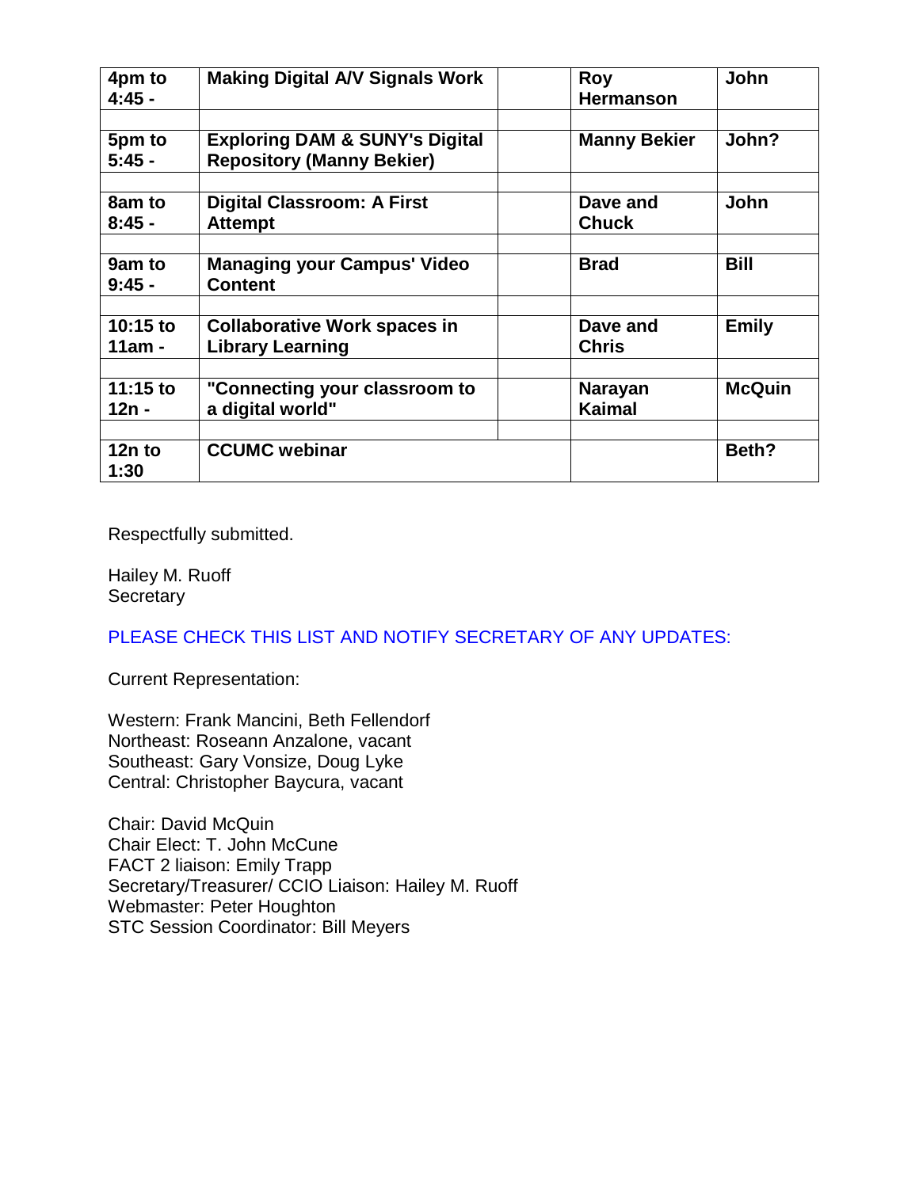| | | | | |
|---|---|---|---|---|
| **4pm to 4:45 -** | **Making Digital A/V Signals Work** | | **Roy Hermanson** | **John** |
| | | | | |
| **5pm to 5:45 -** | **Exploring DAM & SUNY's Digital Repository (Manny Bekier)** | | **Manny Bekier** | **John?** |
| | | | | |
| **8am to 8:45 -** | **Digital Classroom: A First Attempt** | | **Dave and Chuck** | **John** |
| | | | | |
| **9am to 9:45 -** | **Managing your Campus' Video Content** | | **Brad** | **Bill** |
| | | | | |
| **10:15 to 11am -** | **Collaborative Work spaces in Library Learning** | | **Dave and Chris** | **Emily** |
| | | | | |
| **11:15 to 12n -** | **"Connecting your classroom to a digital world"** | | **Narayan Kaimal** | **McQuin** |
| | | | | |
| **12n to 1:30** | **CCUMC webinar** | | | **Beth?** |

Respectfully submitted.

Hailey M. Ruoff
Secretary

PLEASE CHECK THIS LIST AND NOTIFY SECRETARY OF ANY UPDATES:

Current Representation:

Western: Frank Mancini, Beth Fellendorf
Northeast: Roseann Anzalone, vacant
Southeast: Gary Vonsize, Doug Lyke
Central: Christopher Baycura, vacant

Chair: David McQuin
Chair Elect: T. John McCune
FACT 2 liaison: Emily Trapp
Secretary/Treasurer/ CCIO Liaison: Hailey M. Ruoff
Webmaster: Peter Houghton
STC Session Coordinator: Bill Meyers